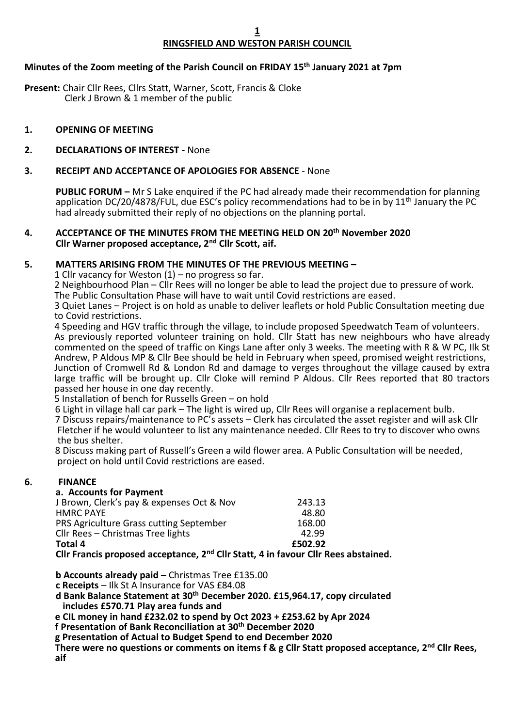# RINGSFIELD AND WESTON PARISH COUNCIL

**Minutes of the Zoom meeting of the Parish Council on FRIDAY 15th January 2021 at 7pm**

**Present:** Chair Cllr Rees, Cllrs Statt, Warner, Scott, Francis & Cloke
Clerk J Brown & 1 member of the public

## 1. OPENING OF MEETING

## 2. DECLARATIONS OF INTEREST - None

## 3. RECEIPT AND ACCEPTANCE OF APOLOGIES FOR ABSENCE - None

**PUBLIC FORUM –** Mr S Lake enquired if the PC had already made their recommendation for planning application DC/20/4878/FUL, due ESC's policy recommendations had to be in by 11th January the PC had already submitted their reply of no objections on the planning portal.

## 4. ACCEPTANCE OF THE MINUTES FROM THE MEETING HELD ON 20th November 2020

**Cllr Warner proposed acceptance, 2nd Cllr Scott, aif.**

## 5. MATTERS ARISING FROM THE MINUTES OF THE PREVIOUS MEETING –

1 Cllr vacancy for Weston (1) – no progress so far.

2 Neighbourhood Plan – Cllr Rees will no longer be able to lead the project due to pressure of work. The Public Consultation Phase will have to wait until Covid restrictions are eased.

3 Quiet Lanes – Project is on hold as unable to deliver leaflets or hold Public Consultation meeting due to Covid restrictions.

4 Speeding and HGV traffic through the village, to include proposed Speedwatch Team of volunteers. As previously reported volunteer training on hold. Cllr Statt has new neighbours who have already commented on the speed of traffic on Kings Lane after only 3 weeks. The meeting with R & W PC, Ilk St Andrew, P Aldous MP & Cllr Bee should be held in February when speed, promised weight restrictions, Junction of Cromwell Rd & London Rd and damage to verges throughout the village caused by extra large traffic will be brought up. Cllr Cloke will remind P Aldous. Cllr Rees reported that 80 tractors passed her house in one day recently.

5 Installation of bench for Russells Green – on hold

6 Light in village hall car park – The light is wired up, Cllr Rees will organise a replacement bulb.

7 Discuss repairs/maintenance to PC's assets – Clerk has circulated the asset register and will ask Cllr Fletcher if he would volunteer to list any maintenance needed. Cllr Rees to try to discover who owns the bus shelter.

8 Discuss making part of Russell's Green a wild flower area. A Public Consultation will be needed, project on hold until Covid restrictions are eased.

## 6. FINANCE

**a. Accounts for Payment**

| | |
|---|---|
| J Brown, Clerk's pay & expenses Oct & Nov | 243.13 |
| HMRC PAYE | 48.80 |
| PRS Agriculture Grass cutting September | 168.00 |
| Cllr Rees – Christmas Tree lights | 42.99 |
| **Total 4** | **£502.92** |

**Cllr Francis proposed acceptance, 2nd Cllr Statt, 4 in favour Cllr Rees abstained.**

**b Accounts already paid –** Christmas Tree £135.00

**c Receipts** – Ilk St A Insurance for VAS £84.08

**d Bank Balance Statement at 30th December 2020. £15,964.17, copy circulated includes £570.71 Play area funds and**

**e CIL money in hand £232.02 to spend by Oct 2023 + £253.62 by Apr 2024**

**f Presentation of Bank Reconciliation at 30th December 2020**

**g Presentation of Actual to Budget Spend to end December 2020**

**There were no questions or comments on items f & g Cllr Statt proposed acceptance, 2nd Cllr Rees, aif**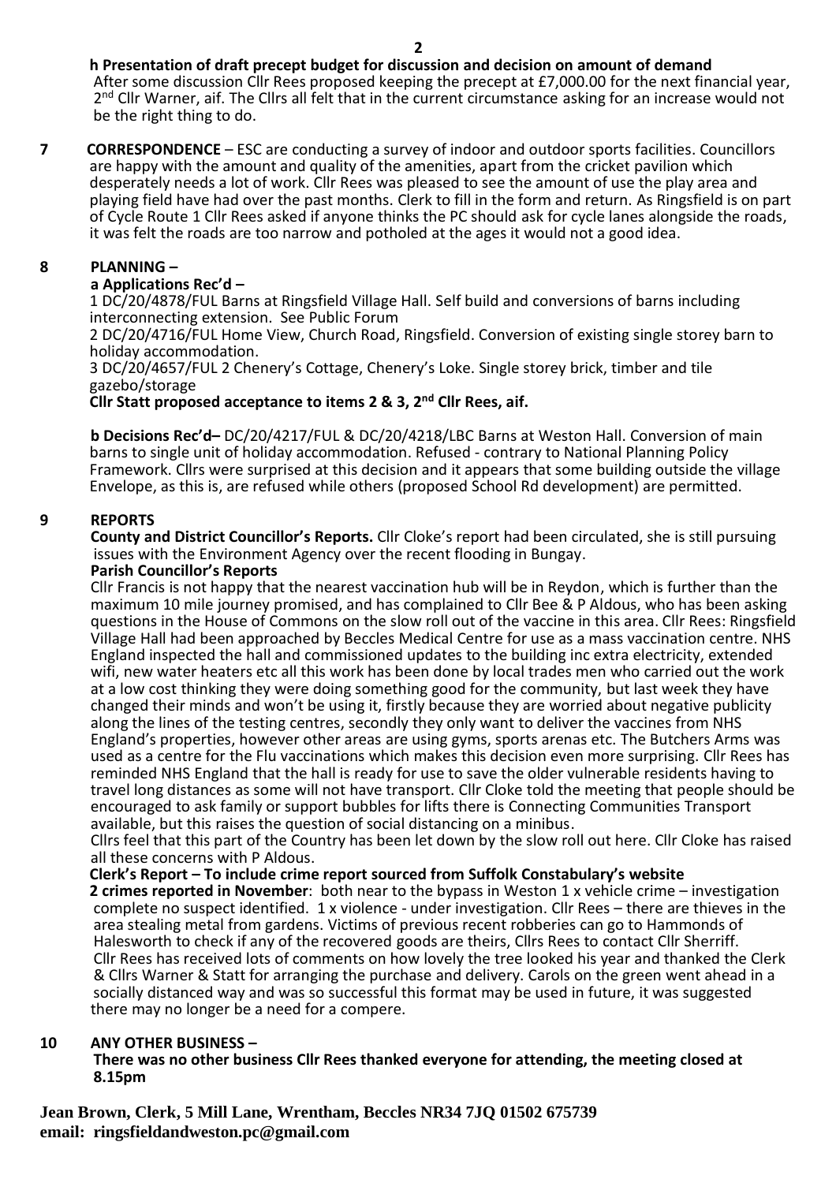**h Presentation of draft precept budget for discussion and decision on amount of demand**

After some discussion Cllr Rees proposed keeping the precept at £7,000.00 for the next financial year, 2nd Cllr Warner, aif. The Cllrs all felt that in the current circumstance asking for an increase would not be the right thing to do.

**7 CORRESPONDENCE** – ESC are conducting a survey of indoor and outdoor sports facilities. Councillors are happy with the amount and quality of the amenities, apart from the cricket pavilion which desperately needs a lot of work. Cllr Rees was pleased to see the amount of use the play area and playing field have had over the past months. Clerk to fill in the form and return. As Ringsfield is on part of Cycle Route 1 Cllr Rees asked if anyone thinks the PC should ask for cycle lanes alongside the roads, it was felt the roads are too narrow and potholed at the ages it would not a good idea.

**8 PLANNING –**

**a Applications Rec'd –**

1 DC/20/4878/FUL Barns at Ringsfield Village Hall. Self build and conversions of barns including interconnecting extension. See Public Forum

2 DC/20/4716/FUL Home View, Church Road, Ringsfield. Conversion of existing single storey barn to holiday accommodation.

3 DC/20/4657/FUL 2 Chenery's Cottage, Chenery's Loke. Single storey brick, timber and tile gazebo/storage

**Cllr Statt proposed acceptance to items 2 & 3, 2nd Cllr Rees, aif.**

**b Decisions Rec'd–** DC/20/4217/FUL & DC/20/4218/LBC Barns at Weston Hall. Conversion of main barns to single unit of holiday accommodation. Refused - contrary to National Planning Policy Framework. Cllrs were surprised at this decision and it appears that some building outside the village Envelope, as this is, are refused while others (proposed School Rd development) are permitted.

**9 REPORTS**

**County and District Councillor's Reports.** Cllr Cloke's report had been circulated, she is still pursuing issues with the Environment Agency over the recent flooding in Bungay.

**Parish Councillor's Reports**

Cllr Francis is not happy that the nearest vaccination hub will be in Reydon, which is further than the maximum 10 mile journey promised, and has complained to Cllr Bee & P Aldous, who has been asking questions in the House of Commons on the slow roll out of the vaccine in this area. Cllr Rees: Ringsfield Village Hall had been approached by Beccles Medical Centre for use as a mass vaccination centre. NHS England inspected the hall and commissioned updates to the building inc extra electricity, extended wifi, new water heaters etc all this work has been done by local trades men who carried out the work at a low cost thinking they were doing something good for the community, but last week they have changed their minds and won't be using it, firstly because they are worried about negative publicity along the lines of the testing centres, secondly they only want to deliver the vaccines from NHS England's properties, however other areas are using gyms, sports arenas etc. The Butchers Arms was used as a centre for the Flu vaccinations which makes this decision even more surprising. Cllr Rees has reminded NHS England that the hall is ready for use to save the older vulnerable residents having to travel long distances as some will not have transport. Cllr Cloke told the meeting that people should be encouraged to ask family or support bubbles for lifts there is Connecting Communities Transport available, but this raises the question of social distancing on a minibus.

Cllrs feel that this part of the Country has been let down by the slow roll out here. Cllr Cloke has raised all these concerns with P Aldous.

**Clerk's Report – To include crime report sourced from Suffolk Constabulary's website**

**2 crimes reported in November**: both near to the bypass in Weston 1 x vehicle crime – investigation complete no suspect identified. 1 x violence - under investigation. Cllr Rees – there are thieves in the area stealing metal from gardens. Victims of previous recent robberies can go to Hammonds of Halesworth to check if any of the recovered goods are theirs, Cllrs Rees to contact Cllr Sherriff.

Cllr Rees has received lots of comments on how lovely the tree looked his year and thanked the Clerk & Cllrs Warner & Statt for arranging the purchase and delivery. Carols on the green went ahead in a socially distanced way and was so successful this format may be used in future, it was suggested there may no longer be a need for a compere.

**10 ANY OTHER BUSINESS –**

**There was no other business Cllr Rees thanked everyone for attending, the meeting closed at 8.15pm**

**Jean Brown, Clerk, 5 Mill Lane, Wrentham, Beccles NR34 7JQ 01502 675739**
**email: ringsfieldandweston.pc@gmail.com**